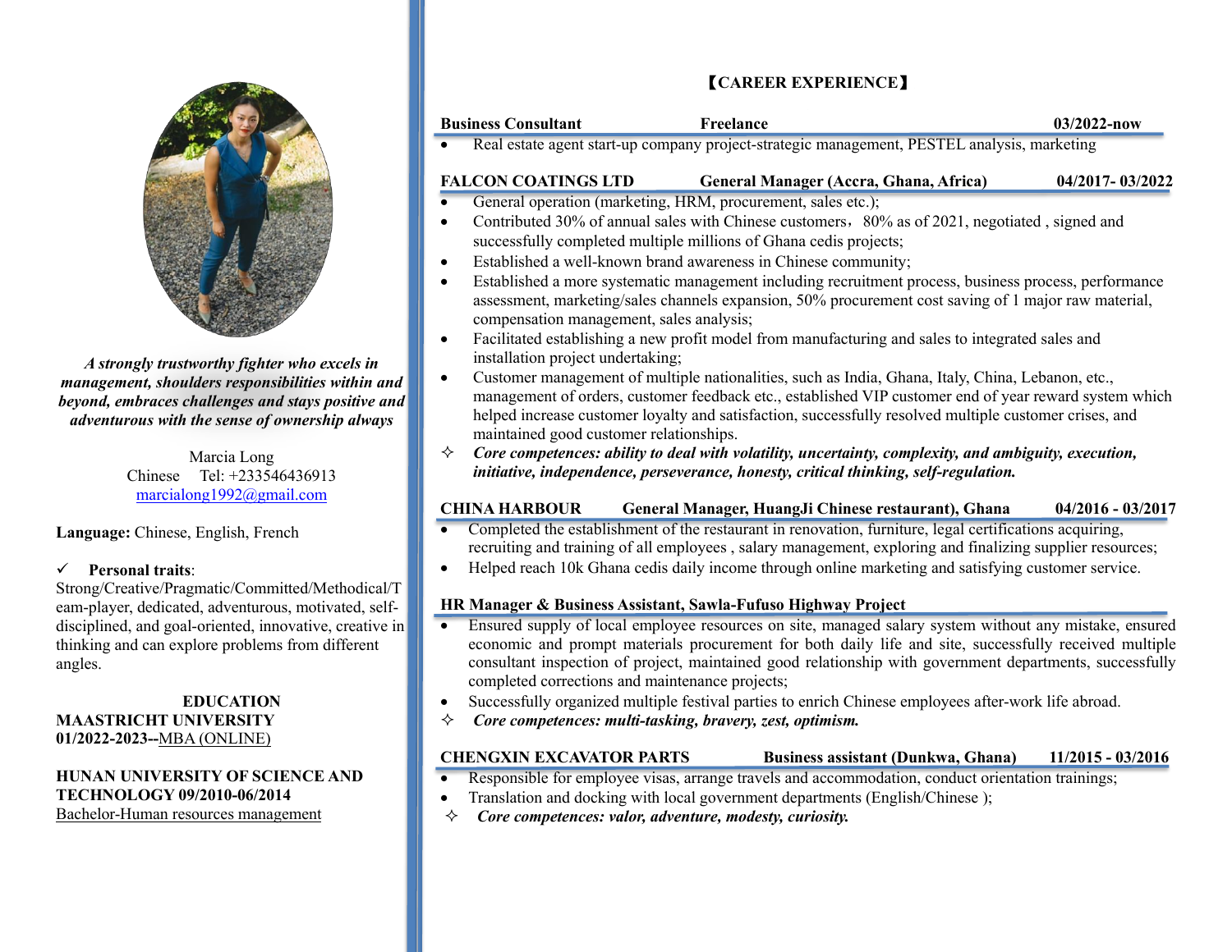*A strongly trustworthy fighter who excels in management, shoulders responsibilities within and beyond, embraces challenges and stays positive and adventurous with the sense of ownership always*

Marcia Long
Chinese Tel: +233546436913
marcialong1992@gmail.com

**Language:** Chinese, English, French

✓ **Personal traits**:
Strong/Creative/Pragmatic/Committed/Methodical/Team-player, dedicated, adventurous, motivated, self-disciplined, and goal-oriented, innovative, creative in thinking and can explore problems from different angles.

## EDUCATION

**MAASTRICHT UNIVERSITY**
**01/2022-2023--**MBA (ONLINE)

**HUNAN UNIVERSITY OF SCIENCE AND TECHNOLOGY 09/2010-06/2014**
Bachelor-Human resources management

## 【CAREER EXPERIENCE】

**Business Consultant** | **Freelance** | **03/2022-now**

- Real estate agent start-up company project-strategic management, PESTEL analysis, marketing

**FALCON COATINGS LTD** | **General Manager (Accra, Ghana, Africa)** | **04/2017- 03/2022**

- General operation (marketing, HRM, procurement, sales etc.);
- Contributed 30% of annual sales with Chinese customers，80% as of 2021, negotiated , signed and successfully completed multiple millions of Ghana cedis projects;
- Established a well-known brand awareness in Chinese community;
- Established a more systematic management including recruitment process, business process, performance assessment, marketing/sales channels expansion, 50% procurement cost saving of 1 major raw material, compensation management, sales analysis;
- Facilitated establishing a new profit model from manufacturing and sales to integrated sales and installation project undertaking;
- Customer management of multiple nationalities, such as India, Ghana, Italy, China, Lebanon, etc., management of orders, customer feedback etc., established VIP customer end of year reward system which helped increase customer loyalty and satisfaction, successfully resolved multiple customer crises, and maintained good customer relationships.

✧ ***Core competences: ability to deal with volatility, uncertainty, complexity, and ambiguity, execution, initiative, independence, perseverance, honesty, critical thinking, self-regulation.***

**CHINA HARBOUR** | **General Manager, HuangJi Chinese restaurant), Ghana** | **04/2016 - 03/2017**

- Completed the establishment of the restaurant in renovation, furniture, legal certifications acquiring, recruiting and training of all employees , salary management, exploring and finalizing supplier resources;
- Helped reach 10k Ghana cedis daily income through online marketing and satisfying customer service.

**HR Manager & Business Assistant, Sawla-Fufuso Highway Project**

- Ensured supply of local employee resources on site, managed salary system without any mistake, ensured economic and prompt materials procurement for both daily life and site, successfully received multiple consultant inspection of project, maintained good relationship with government departments, successfully completed corrections and maintenance projects;
- Successfully organized multiple festival parties to enrich Chinese employees after-work life abroad.

✧ ***Core competences: multi-tasking, bravery, zest, optimism.***

**CHENGXIN EXCAVATOR PARTS** | **Business assistant (Dunkwa, Ghana)** | **11/2015 - 03/2016**

- Responsible for employee visas, arrange travels and accommodation, conduct orientation trainings;
- Translation and docking with local government departments (English/Chinese );

✧ ***Core competences: valor, adventure, modesty, curiosity.***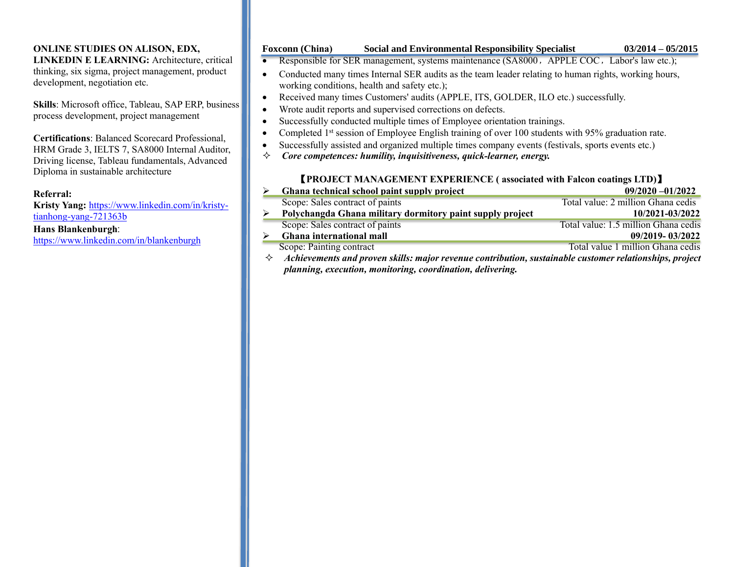**ONLINE STUDIES ON ALISON, EDX, LINKEDIN E LEARNING:** Architecture, critical thinking, six sigma, project management, product development, negotiation etc.

**Skills**: Microsoft office, Tableau, SAP ERP, business process development, project management

**Certifications**: Balanced Scorecard Professional, HRM Grade 3, IELTS 7, SA8000 Internal Auditor, Driving license, Tableau fundamentals, Advanced Diploma in sustainable architecture

**Referral:**

**Kristy Yang:** https://www.linkedin.com/in/kristy-tianhong-yang-721363b

**Hans Blankenburgh**: https://www.linkedin.com/in/blankenburgh

**Foxconn (China)** **Social and Environmental Responsibility Specialist** **03/2014 – 05/2015**

- Responsible for SER management, systems maintenance (SA8000，APPLE COC，Labor's law etc.);
- Conducted many times Internal SER audits as the team leader relating to human rights, working hours, working conditions, health and safety etc.);
- Received many times Customers' audits (APPLE, ITS, GOLDER, ILO etc.) successfully.
- Wrote audit reports and supervised corrections on defects.
- Successfully conducted multiple times of Employee orientation trainings.
- Completed 1st session of Employee English training of over 100 students with 95% graduation rate.
- Successfully assisted and organized multiple times company events (festivals, sports events etc.)

✧ ***Core competences: humility, inquisitiveness, quick-learner, energy.***

**【PROJECT MANAGEMENT EXPERIENCE ( associated with Falcon coatings LTD)】**

- **Ghana technical school paint supply project** **09/2020 –01/2022**
  Scope: Sales contract of paints — Total value: 2 million Ghana cedis
- **Polychangda Ghana military dormitory paint supply project** **10/2021-03/2022**
  Scope: Sales contract of paints — Total value: 1.5 million Ghana cedis
- **Ghana international mall** **09/2019- 03/2022**
  Scope: Painting contract — Total value 1 million Ghana cedis

✧ ***Achievements and proven skills: major revenue contribution, sustainable customer relationships, project planning, execution, monitoring, coordination, delivering.***